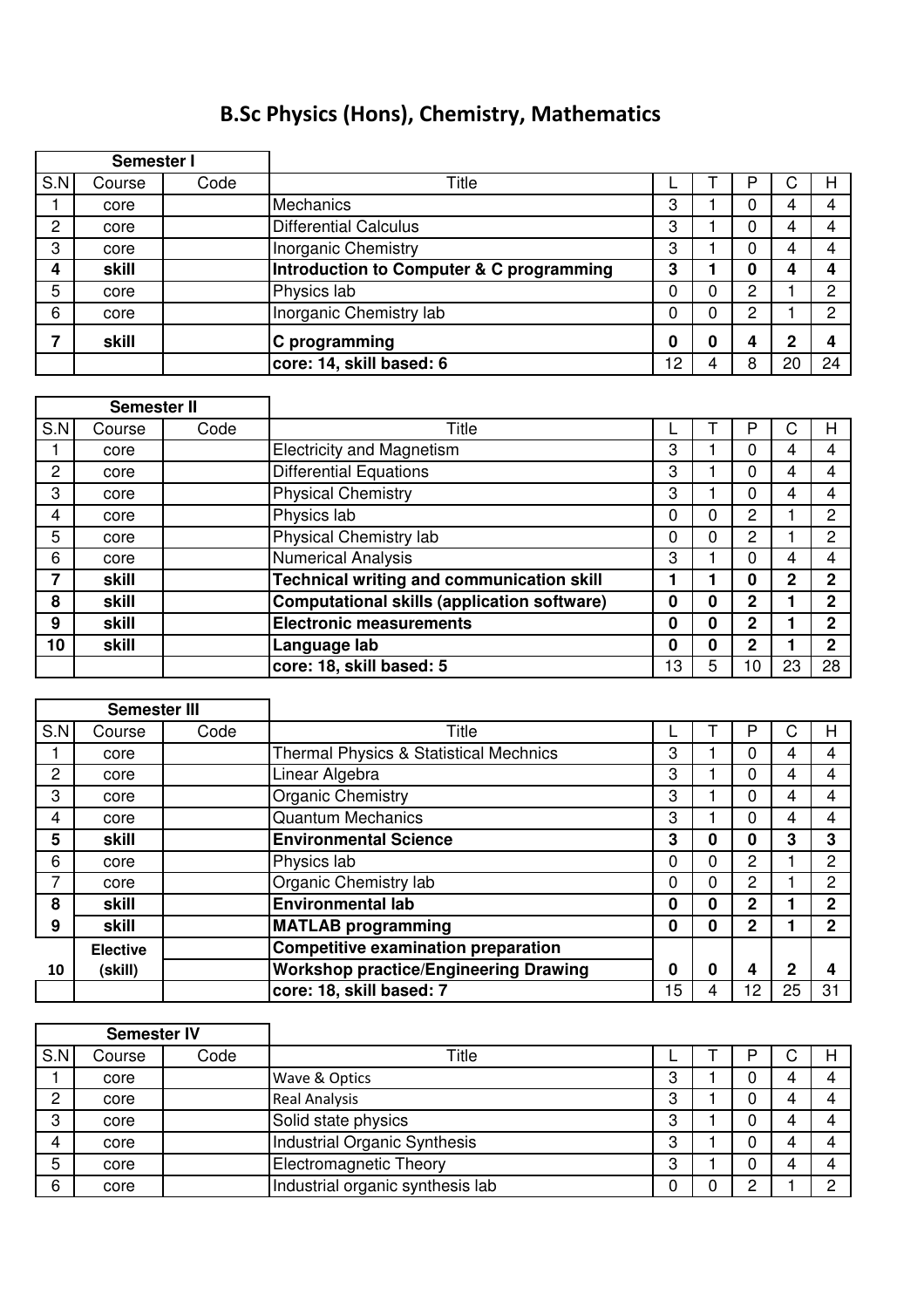# B.Sc Physics (Hons), Chemistry, Mathematics

| Semester I | | | | | | | | |
|---|---|---|---|---|---|---|---|---|
| S.N | Course | Code | Title | L | T | P | C | H |
| 1 | core | | Mechanics | 3 | 1 | 0 | 4 | 4 |
| 2 | core | | Differential Calculus | 3 | 1 | 0 | 4 | 4 |
| 3 | core | | Inorganic Chemistry | 3 | 1 | 0 | 4 | 4 |
| **4** | **skill** | | **Introduction to Computer & C programming** | **3** | **1** | **0** | **4** | **4** |
| 5 | core | | Physics lab | 0 | 0 | 2 | 1 | 2 |
| 6 | core | | Inorganic Chemistry lab | 0 | 0 | 2 | 1 | 2 |
| **7** | **skill** | | **C programming** | **0** | **0** | **4** | **2** | **4** |
| | | | **core: 14, skill based: 6** | 12 | 4 | 8 | 20 | 24 |

| Semester II | | | | | | | | |
|---|---|---|---|---|---|---|---|---|
| S.N | Course | Code | Title | L | T | P | C | H |
| 1 | core | | Electricity and Magnetism | 3 | 1 | 0 | 4 | 4 |
| 2 | core | | Differential Equations | 3 | 1 | 0 | 4 | 4 |
| 3 | core | | Physical Chemistry | 3 | 1 | 0 | 4 | 4 |
| 4 | core | | Physics lab | 0 | 0 | 2 | 1 | 2 |
| 5 | core | | Physical Chemistry lab | 0 | 0 | 2 | 1 | 2 |
| 6 | core | | Numerical Analysis | 3 | 1 | 0 | 4 | 4 |
| **7** | **skill** | | **Technical writing and communication skill** | **1** | **1** | **0** | **2** | **2** |
| **8** | **skill** | | **Computational skills (application software)** | **0** | **0** | **2** | **1** | **2** |
| **9** | **skill** | | **Electronic measurements** | **0** | **0** | **2** | **1** | **2** |
| **10** | **skill** | | **Language lab** | **0** | **0** | **2** | **1** | **2** |
| | | | **core: 18, skill based: 5** | 13 | 5 | 10 | 23 | 28 |

| Semester III | | | | | | | | |
|---|---|---|---|---|---|---|---|---|
| S.N | Course | Code | Title | L | T | P | C | H |
| 1 | core | | Thermal Physics & Statistical Mechnics | 3 | 1 | 0 | 4 | 4 |
| 2 | core | | Linear Algebra | 3 | 1 | 0 | 4 | 4 |
| 3 | core | | Organic Chemistry | 3 | 1 | 0 | 4 | 4 |
| 4 | core | | Quantum Mechanics | 3 | 1 | 0 | 4 | 4 |
| **5** | **skill** | | **Environmental Science** | **3** | **0** | **0** | **3** | **3** |
| 6 | core | | Physics lab | 0 | 0 | 2 | 1 | 2 |
| 7 | core | | Organic Chemistry lab | 0 | 0 | 2 | 1 | 2 |
| **8** | **skill** | | **Environmental lab** | **0** | **0** | **2** | **1** | **2** |
| **9** | **skill** | | **MATLAB programming** | **0** | **0** | **2** | **1** | **2** |
| **10** | **Elective (skill)** | | **Competitive examination preparation** / **Workshop practice/Engineering Drawing** | **0** | **0** | **4** | **2** | **4** |
| | | | **core: 18, skill based: 7** | 15 | 4 | 12 | 25 | 31 |

| Semester IV | | | | | | | | |
|---|---|---|---|---|---|---|---|---|
| S.N | Course | Code | Title | L | T | P | C | H |
| 1 | core | | Wave & Optics | 3 | 1 | 0 | 4 | 4 |
| 2 | core | | Real Analysis | 3 | 1 | 0 | 4 | 4 |
| 3 | core | | Solid state physics | 3 | 1 | 0 | 4 | 4 |
| 4 | core | | Industrial Organic Synthesis | 3 | 1 | 0 | 4 | 4 |
| 5 | core | | Electromagnetic Theory | 3 | 1 | 0 | 4 | 4 |
| 6 | core | | Industrial organic synthesis lab | 0 | 0 | 2 | 1 | 2 |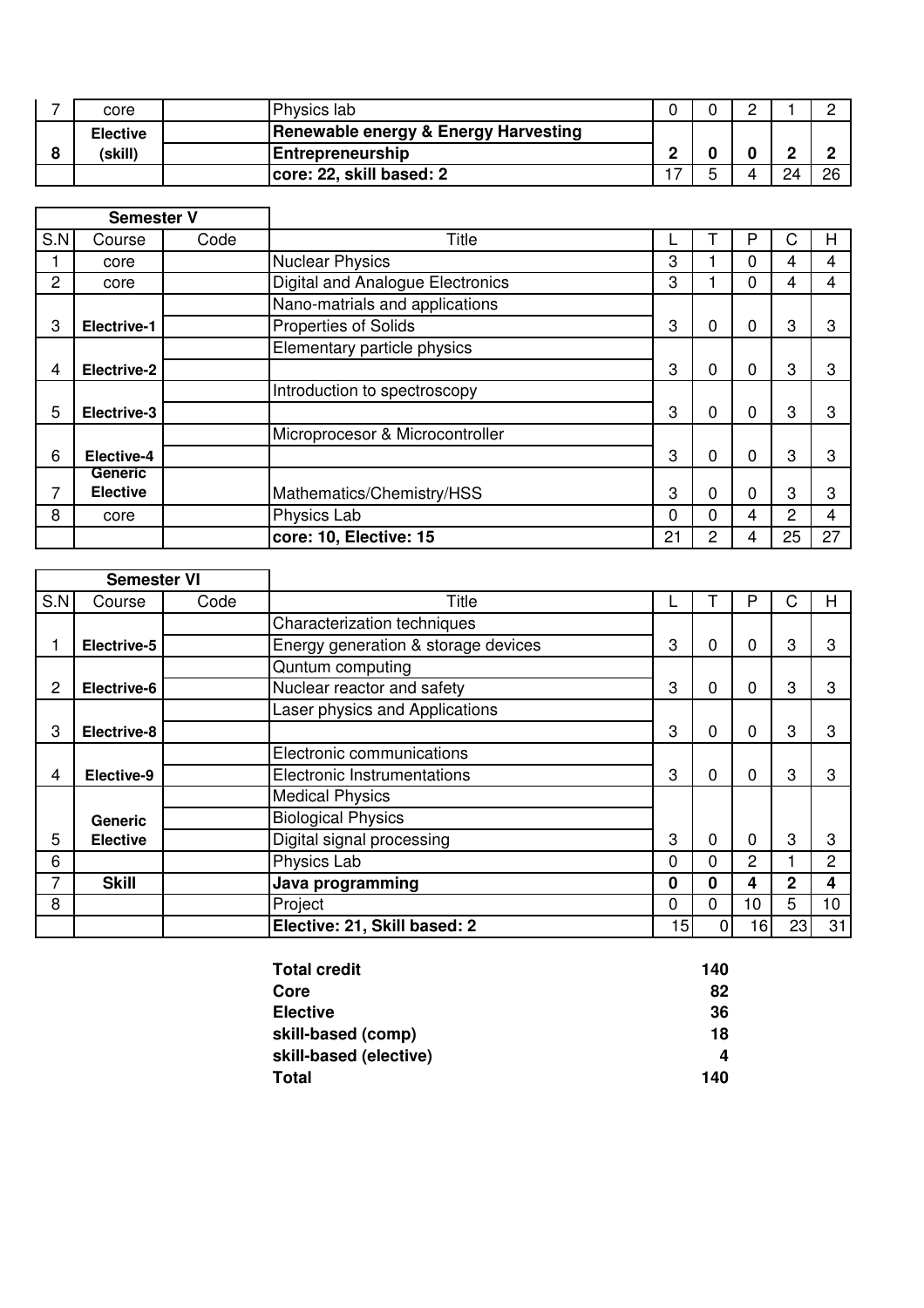| | | | | | | | | |
|---|---|---|---|---|---|---|---|---|
| 7 | core | | Physics lab | 0 | 0 | 2 | 1 | 2 |
| 8 | **Elective (skill)** | | **Renewable energy & Energy Harvesting** | | | | | |
| | | | **Entrepreneurship** | **2** | **0** | **0** | **2** | **2** |
| | | | **core: 22, skill based: 2** | 17 | 5 | 4 | 24 | 26 |

| **Semester V** | | | | | | | | |
|---|---|---|---|---|---|---|---|---|
| S.N | Course | Code | Title | L | T | P | C | H |
| 1 | core | | Nuclear Physics | 3 | 1 | 0 | 4 | 4 |
| 2 | core | | Digital and Analogue Electronics | 3 | 1 | 0 | 4 | 4 |
| 3 | **Electrive-1** | | Nano-matrials and applications | | | | | |
| | | | Properties of Solids | 3 | 0 | 0 | 3 | 3 |
| 4 | **Electrive-2** | | Elementary particle physics | | | | | |
| | | | | 3 | 0 | 0 | 3 | 3 |
| 5 | **Electrive-3** | | Introduction to spectroscopy | | | | | |
| | | | | 3 | 0 | 0 | 3 | 3 |
| 6 | **Electrive-4** | | Microprocesor & Microcontroller | | | | | |
| | | | | 3 | 0 | 0 | 3 | 3 |
| 7 | **Generic Elective** | | Mathematics/Chemistry/HSS | 3 | 0 | 0 | 3 | 3 |
| 8 | core | | Physics Lab | 0 | 0 | 4 | 2 | 4 |
| | | | **core: 10, Elective: 15** | 21 | 2 | 4 | 25 | 27 |

| **Semester VI** | | | | | | | | |
|---|---|---|---|---|---|---|---|---|
| S.N | Course | Code | Title | L | T | P | C | H |
| 1 | **Electrive-5** | | Characterization techniques | | | | | |
| | | | Energy generation & storage devices | 3 | 0 | 0 | 3 | 3 |
| 2 | **Electrive-6** | | Quntum computing | | | | | |
| | | | Nuclear reactor and safety | 3 | 0 | 0 | 3 | 3 |
| 3 | **Electrive-8** | | Laser physics and Applications | | | | | |
| | | | | 3 | 0 | 0 | 3 | 3 |
| 4 | **Elective-9** | | Electronic communications | | | | | |
| | | | Electronic Instrumentations | 3 | 0 | 0 | 3 | 3 |
| 5 | **Generic Elective** | | Medical Physics | | | | | |
| | | | Biological Physics | | | | | |
| | | | Digital signal processing | 3 | 0 | 0 | 3 | 3 |
| 6 | | | Physics Lab | 0 | 0 | 2 | 1 | 2 |
| 7 | **Skill** | | **Java programming** | **0** | **0** | **4** | **2** | **4** |
| 8 | | | Project | 0 | 0 | 10 | 5 | 10 |
| | | | **Elective: 21, Skill based: 2** | 15 | 0 | 16 | 23 | 31 |

| | |
|---|---|
| **Total credit** | **140** |
| **Core** | **82** |
| **Elective** | **36** |
| **skill-based (comp)** | **18** |
| **skill-based (elective)** | **4** |
| **Total** | **140** |